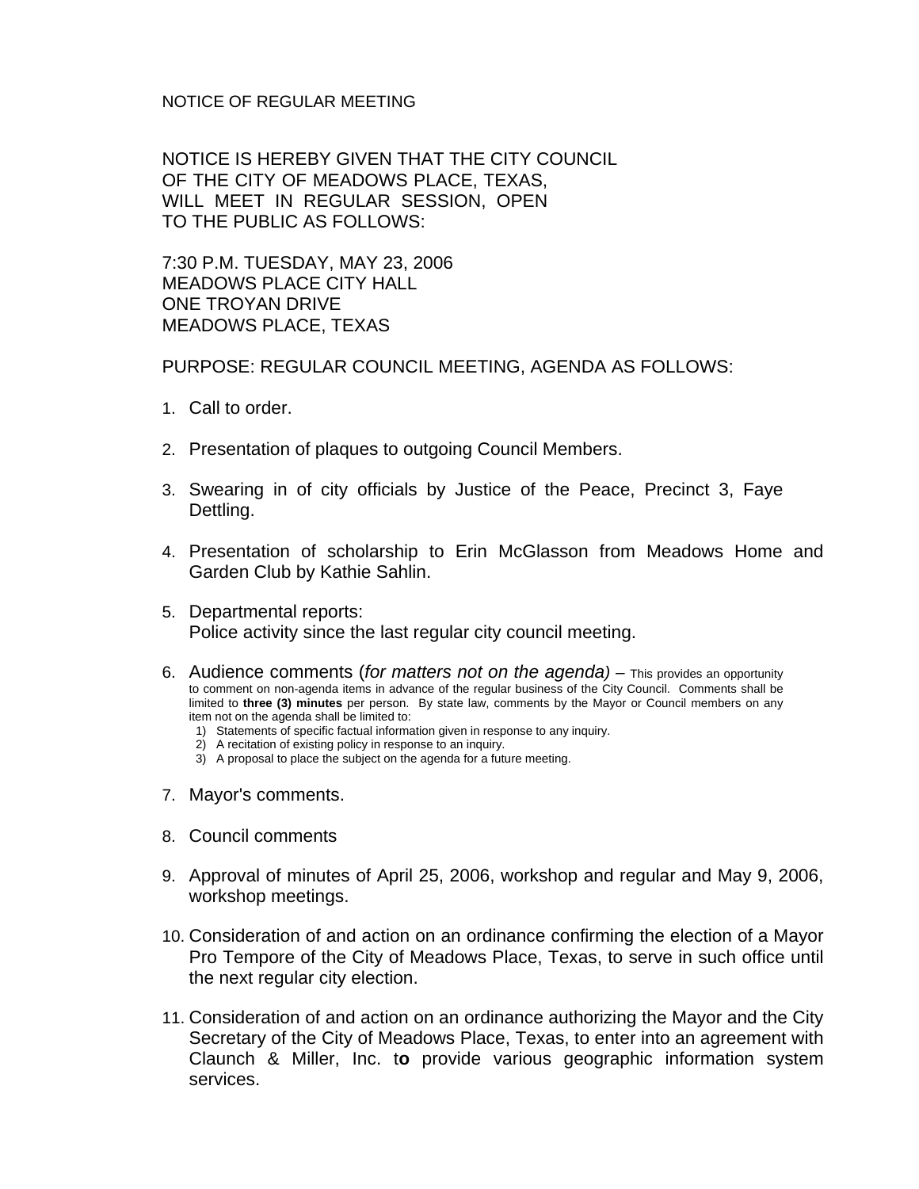NOTICE OF REGULAR MEETING

NOTICE IS HEREBY GIVEN THAT THE CITY COUNCIL
OF THE CITY OF MEADOWS PLACE, TEXAS,
WILL MEET IN REGULAR SESSION, OPEN
TO THE PUBLIC AS FOLLOWS:

7:30 P.M. TUESDAY, MAY 23, 2006
MEADOWS PLACE CITY HALL
ONE TROYAN DRIVE
MEADOWS PLACE, TEXAS

PURPOSE: REGULAR COUNCIL MEETING, AGENDA AS FOLLOWS:

1. Call to order.

2. Presentation of plaques to outgoing Council Members.

3. Swearing in of city officials by Justice of the Peace, Precinct 3, Faye Dettling.

4. Presentation of scholarship to Erin McGlasson from Meadows Home and Garden Club by Kathie Sahlin.

5. Departmental reports:
   Police activity since the last regular city council meeting.

6. Audience comments (*for matters not on the agenda)* – This provides an opportunity to comment on non-agenda items in advance of the regular business of the City Council. Comments shall be limited to **three (3) minutes** per person. By state law, comments by the Mayor or Council members on any item not on the agenda shall be limited to:
   1) Statements of specific factual information given in response to any inquiry.
   2) A recitation of existing policy in response to an inquiry.
   3) A proposal to place the subject on the agenda for a future meeting.

7. Mayor's comments.

8. Council comments

9. Approval of minutes of April 25, 2006, workshop and regular and May 9, 2006, workshop meetings.

10. Consideration of and action on an ordinance confirming the election of a Mayor Pro Tempore of the City of Meadows Place, Texas, to serve in such office until the next regular city election.

11. Consideration of and action on an ordinance authorizing the Mayor and the City Secretary of the City of Meadows Place, Texas, to enter into an agreement with Claunch & Miller, Inc. to provide various geographic information system services.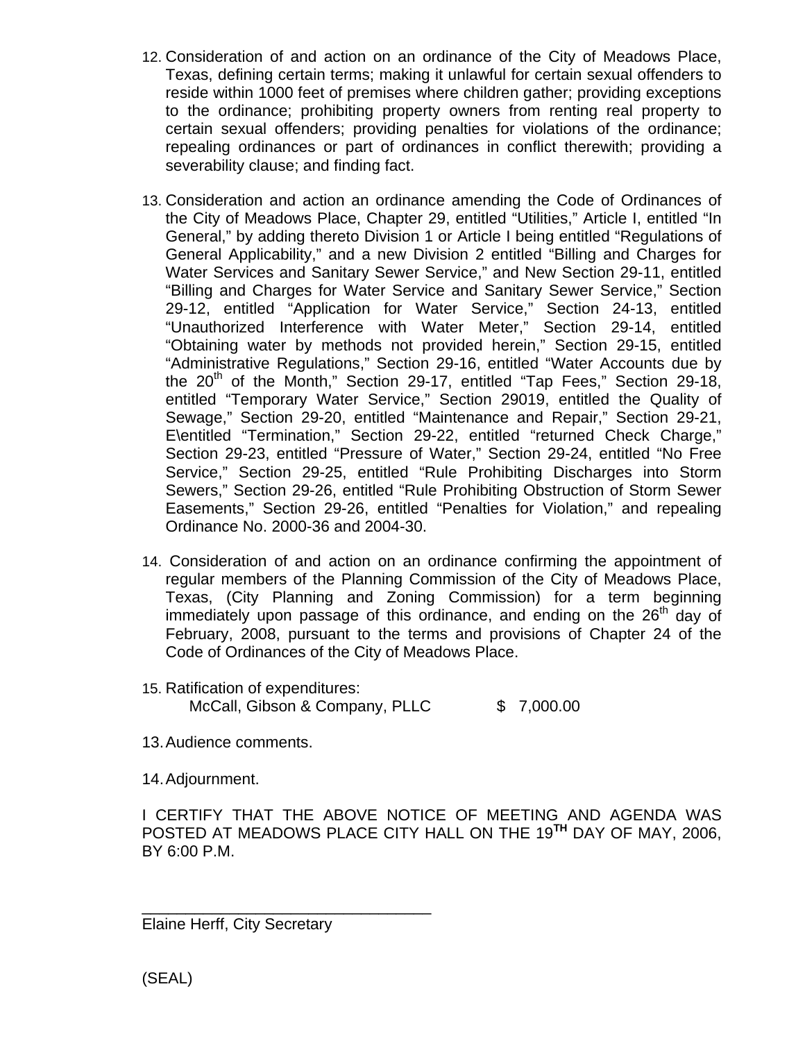12. Consideration of and action on an ordinance of the City of Meadows Place, Texas, defining certain terms; making it unlawful for certain sexual offenders to reside within 1000 feet of premises where children gather; providing exceptions to the ordinance; prohibiting property owners from renting real property to certain sexual offenders; providing penalties for violations of the ordinance; repealing ordinances or part of ordinances in conflict therewith; providing a severability clause; and finding fact.

13. Consideration and action an ordinance amending the Code of Ordinances of the City of Meadows Place, Chapter 29, entitled "Utilities," Article I, entitled "In General," by adding thereto Division 1 or Article I being entitled "Regulations of General Applicability," and a new Division 2 entitled "Billing and Charges for Water Services and Sanitary Sewer Service," and New Section 29-11, entitled "Billing and Charges for Water Service and Sanitary Sewer Service," Section 29-12, entitled "Application for Water Service," Section 24-13, entitled "Unauthorized Interference with Water Meter," Section 29-14, entitled "Obtaining water by methods not provided herein," Section 29-15, entitled "Administrative Regulations," Section 29-16, entitled "Water Accounts due by the 20th of the Month," Section 29-17, entitled "Tap Fees," Section 29-18, entitled "Temporary Water Service," Section 29019, entitled the Quality of Sewage," Section 29-20, entitled "Maintenance and Repair," Section 29-21, E\entitled "Termination," Section 29-22, entitled "returned Check Charge," Section 29-23, entitled "Pressure of Water," Section 29-24, entitled "No Free Service," Section 29-25, entitled "Rule Prohibiting Discharges into Storm Sewers," Section 29-26, entitled "Rule Prohibiting Obstruction of Storm Sewer Easements," Section 29-26, entitled "Penalties for Violation," and repealing Ordinance No. 2000-36 and 2004-30.

14. Consideration of and action on an ordinance confirming the appointment of regular members of the Planning Commission of the City of Meadows Place, Texas, (City Planning and Zoning Commission) for a term beginning immediately upon passage of this ordinance, and ending on the 26th day of February, 2008, pursuant to the terms and provisions of Chapter 24 of the Code of Ordinances of the City of Meadows Place.

15. Ratification of expenditures:
    McCall, Gibson & Company, PLLC $ 7,000.00

13. Audience comments.

14. Adjournment.

I CERTIFY THAT THE ABOVE NOTICE OF MEETING AND AGENDA WAS POSTED AT MEADOWS PLACE CITY HALL ON THE 19TH DAY OF MAY, 2006, BY 6:00 P.M.

\_\_\_\_\_\_\_\_\_\_\_\_\_\_\_\_\_\_\_\_\_\_\_\_\_\_\_\_\_\_\_\_\_\_
Elaine Herff, City Secretary

(SEAL)